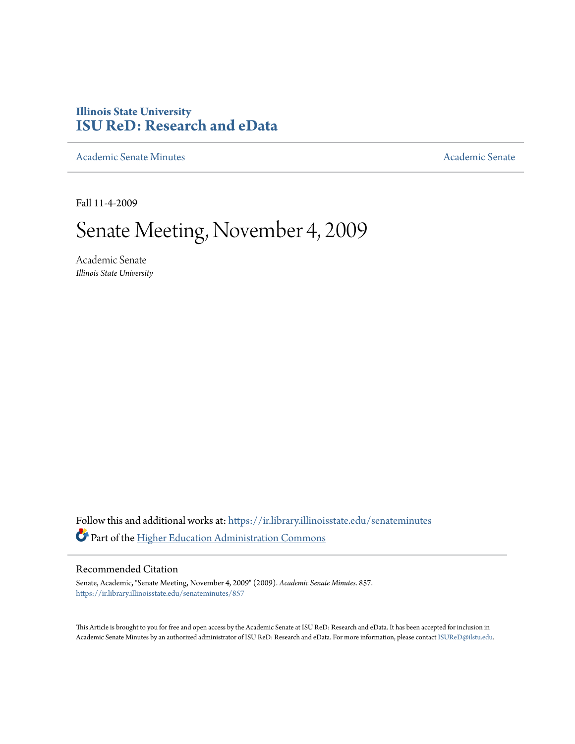**Illinois State University**
**ISU ReD: Research and eData**

Academic Senate Minutes | Academic Senate

Fall 11-4-2009

# Senate Meeting, November 4, 2009

Academic Senate
*Illinois State University*

Follow this and additional works at: https://ir.library.illinoisstate.edu/senateminutes

Part of the Higher Education Administration Commons

## Recommended Citation

Senate, Academic, "Senate Meeting, November 4, 2009" (2009). *Academic Senate Minutes*. 857.
https://ir.library.illinoisstate.edu/senateminutes/857

This Article is brought to you for free and open access by the Academic Senate at ISU ReD: Research and eData. It has been accepted for inclusion in Academic Senate Minutes by an authorized administrator of ISU ReD: Research and eData. For more information, please contact ISUReD@ilstu.edu.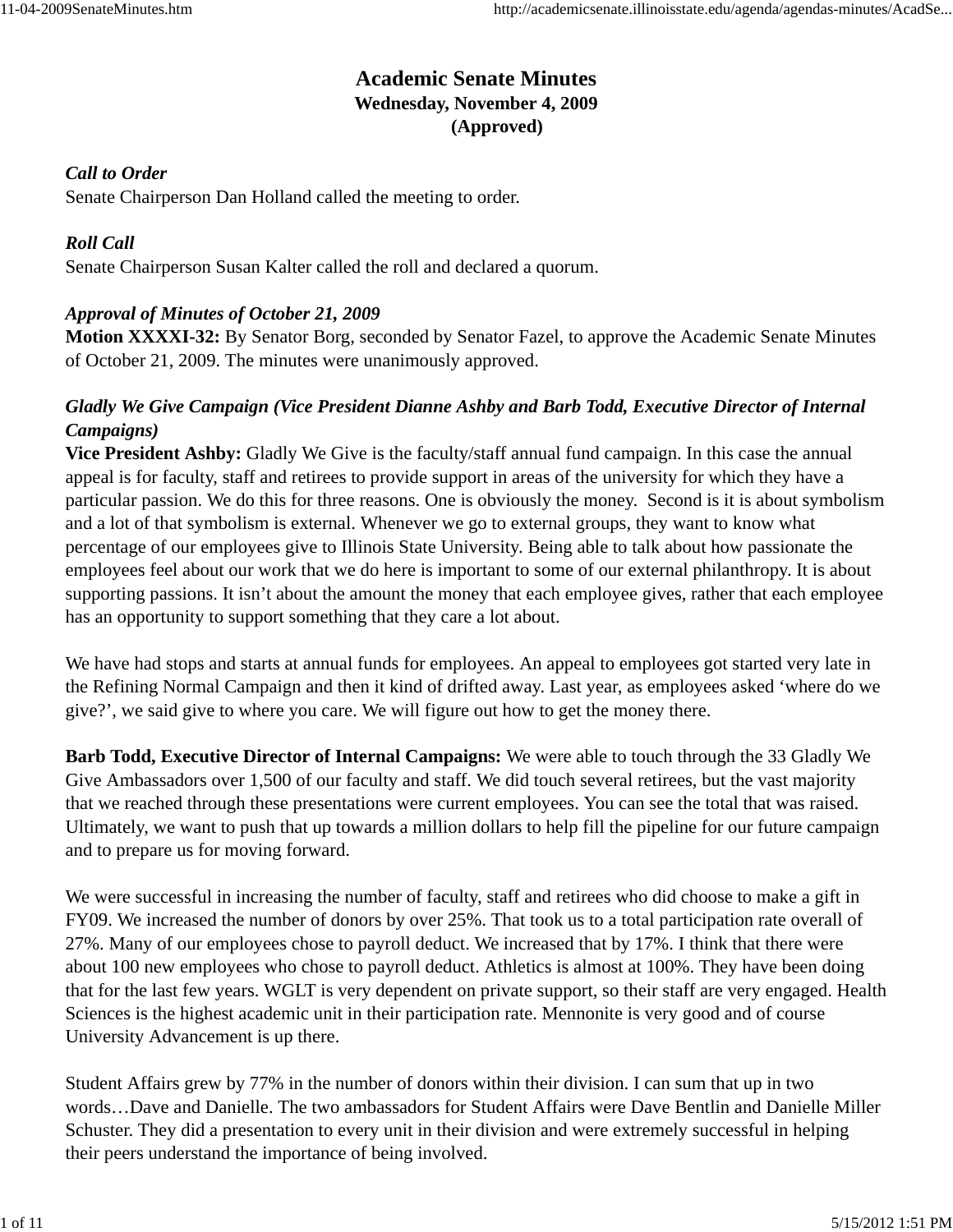# Academic Senate Minutes

**Wednesday, November 4, 2009**

**(Approved)**

***Call to Order***

Senate Chairperson Dan Holland called the meeting to order.

***Roll Call***

Senate Chairperson Susan Kalter called the roll and declared a quorum.

***Approval of Minutes of October 21, 2009***

**Motion XXXXI-32:** By Senator Borg, seconded by Senator Fazel, to approve the Academic Senate Minutes of October 21, 2009. The minutes were unanimously approved.

***Gladly We Give Campaign (Vice President Dianne Ashby and Barb Todd, Executive Director of Internal Campaigns)***

**Vice President Ashby:** Gladly We Give is the faculty/staff annual fund campaign. In this case the annual appeal is for faculty, staff and retirees to provide support in areas of the university for which they have a particular passion. We do this for three reasons. One is obviously the money. Second is it is about symbolism and a lot of that symbolism is external. Whenever we go to external groups, they want to know what percentage of our employees give to Illinois State University. Being able to talk about how passionate the employees feel about our work that we do here is important to some of our external philanthropy. It is about supporting passions. It isn't about the amount the money that each employee gives, rather that each employee has an opportunity to support something that they care a lot about.

We have had stops and starts at annual funds for employees. An appeal to employees got started very late in the Refining Normal Campaign and then it kind of drifted away. Last year, as employees asked 'where do we give?', we said give to where you care. We will figure out how to get the money there.

**Barb Todd, Executive Director of Internal Campaigns:** We were able to touch through the 33 Gladly We Give Ambassadors over 1,500 of our faculty and staff. We did touch several retirees, but the vast majority that we reached through these presentations were current employees. You can see the total that was raised. Ultimately, we want to push that up towards a million dollars to help fill the pipeline for our future campaign and to prepare us for moving forward.

We were successful in increasing the number of faculty, staff and retirees who did choose to make a gift in FY09. We increased the number of donors by over 25%. That took us to a total participation rate overall of 27%. Many of our employees chose to payroll deduct. We increased that by 17%. I think that there were about 100 new employees who chose to payroll deduct. Athletics is almost at 100%. They have been doing that for the last few years. WGLT is very dependent on private support, so their staff are very engaged. Health Sciences is the highest academic unit in their participation rate. Mennonite is very good and of course University Advancement is up there.

Student Affairs grew by 77% in the number of donors within their division. I can sum that up in two words…Dave and Danielle. The two ambassadors for Student Affairs were Dave Bentlin and Danielle Miller Schuster. They did a presentation to every unit in their division and were extremely successful in helping their peers understand the importance of being involved.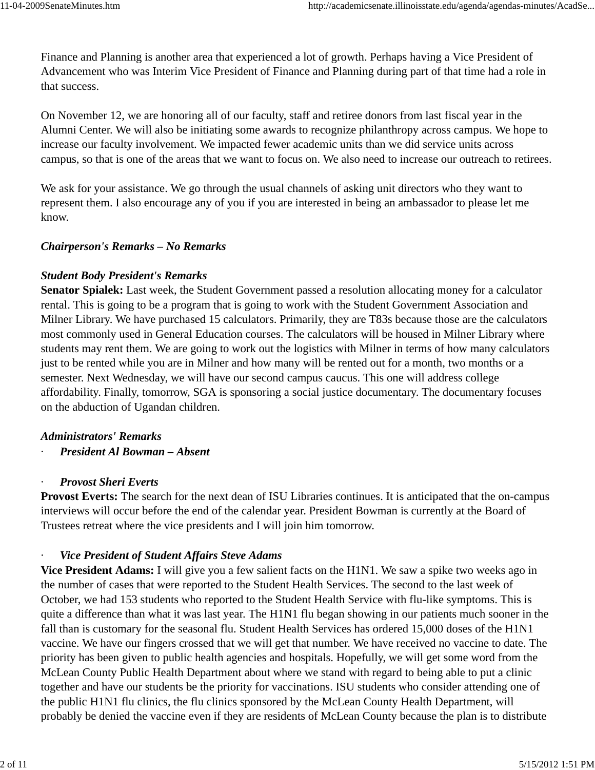Finance and Planning is another area that experienced a lot of growth. Perhaps having a Vice President of Advancement who was Interim Vice President of Finance and Planning during part of that time had a role in that success.

On November 12, we are honoring all of our faculty, staff and retiree donors from last fiscal year in the Alumni Center. We will also be initiating some awards to recognize philanthropy across campus. We hope to increase our faculty involvement. We impacted fewer academic units than we did service units across campus, so that is one of the areas that we want to focus on. We also need to increase our outreach to retirees.

We ask for your assistance. We go through the usual channels of asking unit directors who they want to represent them. I also encourage any of you if you are interested in being an ambassador to please let me know.

***Chairperson's Remarks – No Remarks***

***Student Body President's Remarks***

**Senator Spialek:** Last week, the Student Government passed a resolution allocating money for a calculator rental. This is going to be a program that is going to work with the Student Government Association and Milner Library. We have purchased 15 calculators. Primarily, they are T83s because those are the calculators most commonly used in General Education courses. The calculators will be housed in Milner Library where students may rent them. We are going to work out the logistics with Milner in terms of how many calculators just to be rented while you are in Milner and how many will be rented out for a month, two months or a semester. Next Wednesday, we will have our second campus caucus. This one will address college affordability. Finally, tomorrow, SGA is sponsoring a social justice documentary. The documentary focuses on the abduction of Ugandan children.

***Administrators' Remarks***

- ***President Al Bowman – Absent***

- ***Provost Sheri Everts***

**Provost Everts:** The search for the next dean of ISU Libraries continues. It is anticipated that the on-campus interviews will occur before the end of the calendar year. President Bowman is currently at the Board of Trustees retreat where the vice presidents and I will join him tomorrow.

- ***Vice President of Student Affairs Steve Adams***

**Vice President Adams:** I will give you a few salient facts on the H1N1. We saw a spike two weeks ago in the number of cases that were reported to the Student Health Services. The second to the last week of October, we had 153 students who reported to the Student Health Service with flu-like symptoms. This is quite a difference than what it was last year. The H1N1 flu began showing in our patients much sooner in the fall than is customary for the seasonal flu. Student Health Services has ordered 15,000 doses of the H1N1 vaccine. We have our fingers crossed that we will get that number. We have received no vaccine to date. The priority has been given to public health agencies and hospitals. Hopefully, we will get some word from the McLean County Public Health Department about where we stand with regard to being able to put a clinic together and have our students be the priority for vaccinations. ISU students who consider attending one of the public H1N1 flu clinics, the flu clinics sponsored by the McLean County Health Department, will probably be denied the vaccine even if they are residents of McLean County because the plan is to distribute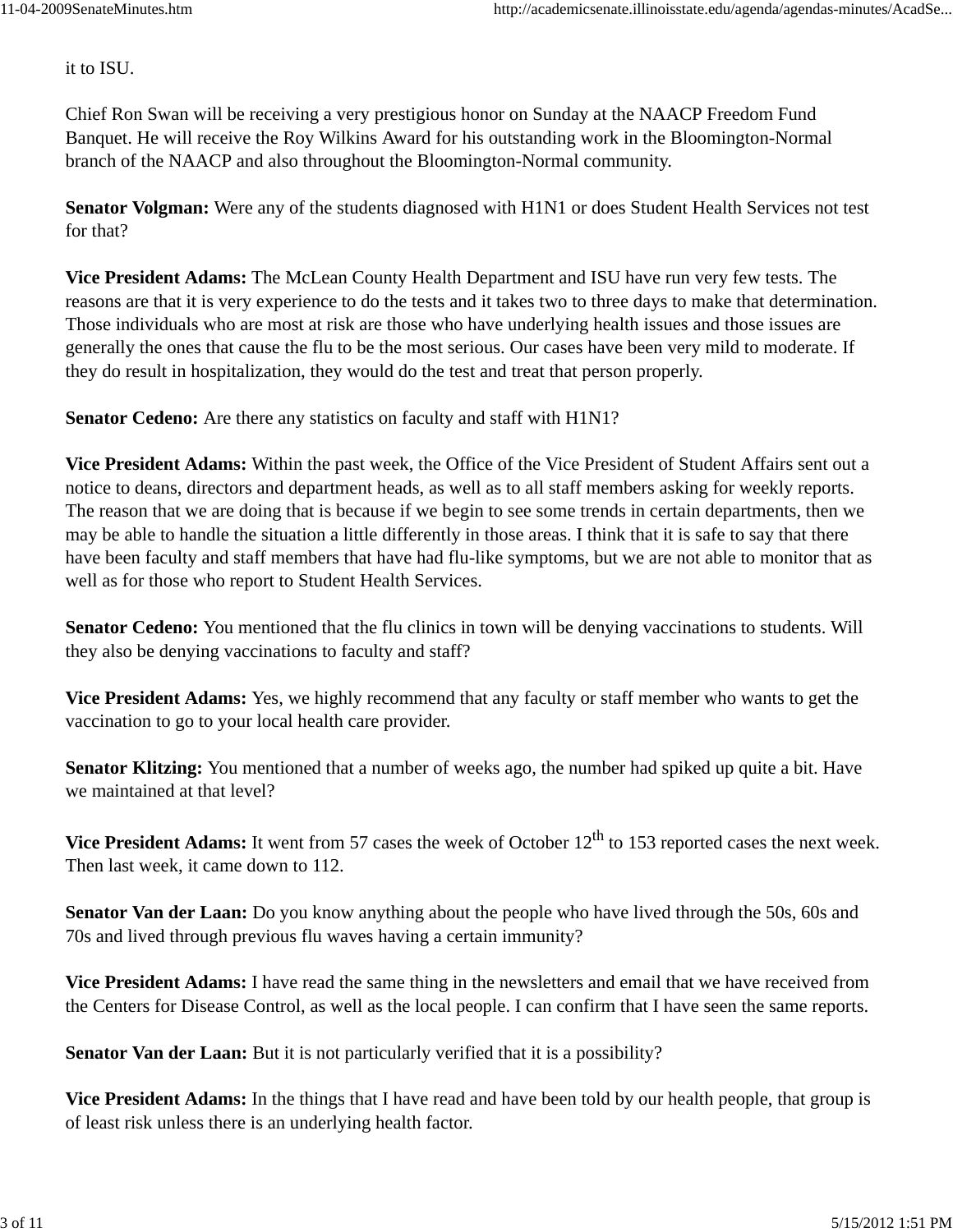it to ISU.

Chief Ron Swan will be receiving a very prestigious honor on Sunday at the NAACP Freedom Fund Banquet. He will receive the Roy Wilkins Award for his outstanding work in the Bloomington-Normal branch of the NAACP and also throughout the Bloomington-Normal community.

**Senator Volgman:** Were any of the students diagnosed with H1N1 or does Student Health Services not test for that?

**Vice President Adams:** The McLean County Health Department and ISU have run very few tests. The reasons are that it is very experience to do the tests and it takes two to three days to make that determination. Those individuals who are most at risk are those who have underlying health issues and those issues are generally the ones that cause the flu to be the most serious. Our cases have been very mild to moderate. If they do result in hospitalization, they would do the test and treat that person properly.

**Senator Cedeno:** Are there any statistics on faculty and staff with H1N1?

**Vice President Adams:** Within the past week, the Office of the Vice President of Student Affairs sent out a notice to deans, directors and department heads, as well as to all staff members asking for weekly reports. The reason that we are doing that is because if we begin to see some trends in certain departments, then we may be able to handle the situation a little differently in those areas. I think that it is safe to say that there have been faculty and staff members that have had flu-like symptoms, but we are not able to monitor that as well as for those who report to Student Health Services.

**Senator Cedeno:** You mentioned that the flu clinics in town will be denying vaccinations to students. Will they also be denying vaccinations to faculty and staff?

**Vice President Adams:** Yes, we highly recommend that any faculty or staff member who wants to get the vaccination to go to your local health care provider.

**Senator Klitzing:** You mentioned that a number of weeks ago, the number had spiked up quite a bit. Have we maintained at that level?

**Vice President Adams:** It went from 57 cases the week of October 12th to 153 reported cases the next week. Then last week, it came down to 112.

**Senator Van der Laan:** Do you know anything about the people who have lived through the 50s, 60s and 70s and lived through previous flu waves having a certain immunity?

**Vice President Adams:** I have read the same thing in the newsletters and email that we have received from the Centers for Disease Control, as well as the local people. I can confirm that I have seen the same reports.

**Senator Van der Laan:** But it is not particularly verified that it is a possibility?

**Vice President Adams:** In the things that I have read and have been told by our health people, that group is of least risk unless there is an underlying health factor.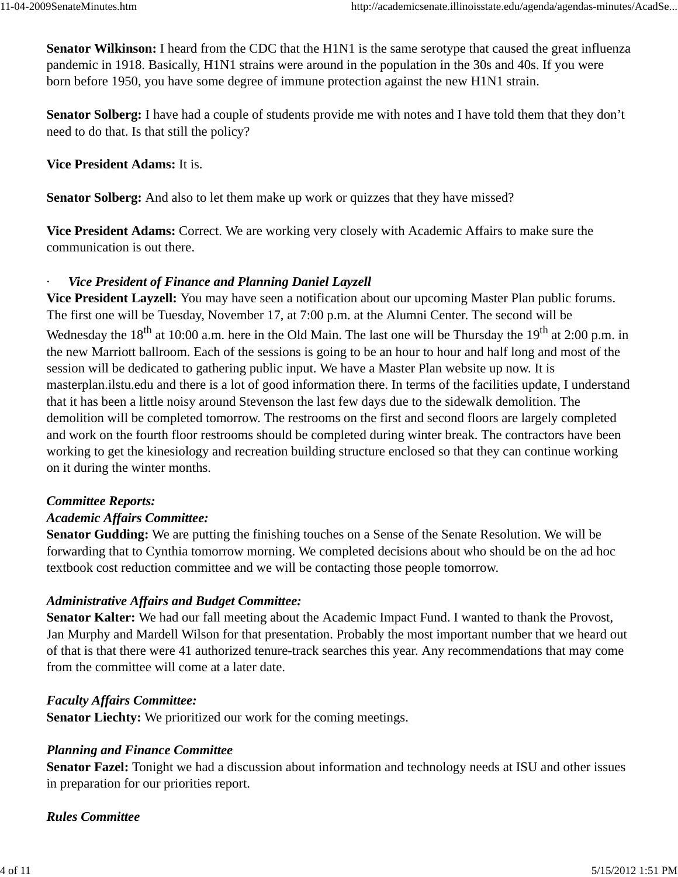**Senator Wilkinson:** I heard from the CDC that the H1N1 is the same serotype that caused the great influenza pandemic in 1918. Basically, H1N1 strains were around in the population in the 30s and 40s. If you were born before 1950, you have some degree of immune protection against the new H1N1 strain.

**Senator Solberg:** I have had a couple of students provide me with notes and I have told them that they don't need to do that. Is that still the policy?

**Vice President Adams:** It is.

**Senator Solberg:** And also to let them make up work or quizzes that they have missed?

**Vice President Adams:** Correct. We are working very closely with Academic Affairs to make sure the communication is out there.

· ***Vice President of Finance and Planning Daniel Layzell***

**Vice President Layzell:** You may have seen a notification about our upcoming Master Plan public forums. The first one will be Tuesday, November 17, at 7:00 p.m. at the Alumni Center. The second will be Wednesday the 18th at 10:00 a.m. here in the Old Main. The last one will be Thursday the 19th at 2:00 p.m. in the new Marriott ballroom. Each of the sessions is going to be an hour to hour and half long and most of the session will be dedicated to gathering public input. We have a Master Plan website up now. It is masterplan.ilstu.edu and there is a lot of good information there. In terms of the facilities update, I understand that it has been a little noisy around Stevenson the last few days due to the sidewalk demolition. The demolition will be completed tomorrow. The restrooms on the first and second floors are largely completed and work on the fourth floor restrooms should be completed during winter break. The contractors have been working to get the kinesiology and recreation building structure enclosed so that they can continue working on it during the winter months.

***Committee Reports:***

***Academic Affairs Committee:***

**Senator Gudding:** We are putting the finishing touches on a Sense of the Senate Resolution. We will be forwarding that to Cynthia tomorrow morning. We completed decisions about who should be on the ad hoc textbook cost reduction committee and we will be contacting those people tomorrow.

***Administrative Affairs and Budget Committee:***

**Senator Kalter:** We had our fall meeting about the Academic Impact Fund. I wanted to thank the Provost, Jan Murphy and Mardell Wilson for that presentation. Probably the most important number that we heard out of that is that there were 41 authorized tenure-track searches this year. Any recommendations that may come from the committee will come at a later date.

***Faculty Affairs Committee:***

**Senator Liechty:** We prioritized our work for the coming meetings.

***Planning and Finance Committee***

**Senator Fazel:** Tonight we had a discussion about information and technology needs at ISU and other issues in preparation for our priorities report.

***Rules Committee***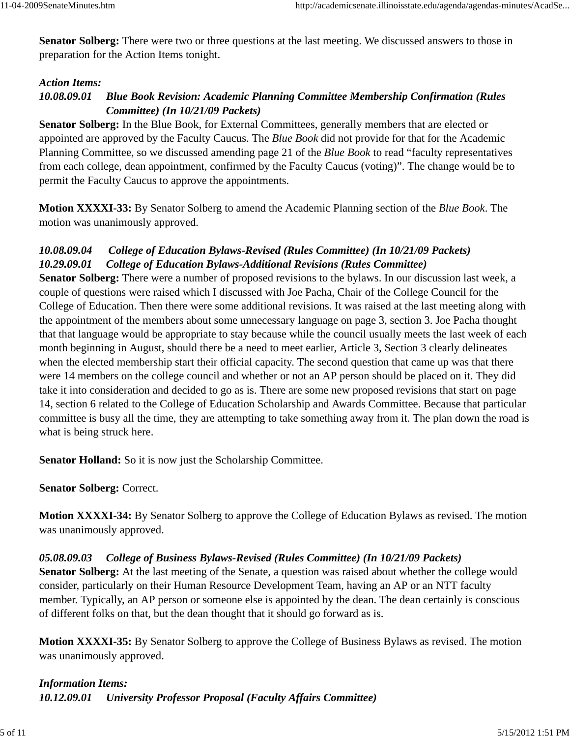**Senator Solberg:** There were two or three questions at the last meeting. We discussed answers to those in preparation for the Action Items tonight.

***Action Items:***

***10.08.09.01 Blue Book Revision: Academic Planning Committee Membership Confirmation (Rules Committee) (In 10/21/09 Packets)***

**Senator Solberg:** In the Blue Book, for External Committees, generally members that are elected or appointed are approved by the Faculty Caucus. The *Blue Book* did not provide for that for the Academic Planning Committee, so we discussed amending page 21 of the *Blue Book* to read "faculty representatives from each college, dean appointment, confirmed by the Faculty Caucus (voting)". The change would be to permit the Faculty Caucus to approve the appointments.

**Motion XXXXI-33:** By Senator Solberg to amend the Academic Planning section of the *Blue Book*. The motion was unanimously approved.

***10.08.09.04 College of Education Bylaws-Revised (Rules Committee) (In 10/21/09 Packets)***

***10.29.09.01 College of Education Bylaws-Additional Revisions (Rules Committee)***

**Senator Solberg:** There were a number of proposed revisions to the bylaws. In our discussion last week, a couple of questions were raised which I discussed with Joe Pacha, Chair of the College Council for the College of Education. Then there were some additional revisions. It was raised at the last meeting along with the appointment of the members about some unnecessary language on page 3, section 3. Joe Pacha thought that that language would be appropriate to stay because while the council usually meets the last week of each month beginning in August, should there be a need to meet earlier, Article 3, Section 3 clearly delineates when the elected membership start their official capacity. The second question that came up was that there were 14 members on the college council and whether or not an AP person should be placed on it. They did take it into consideration and decided to go as is. There are some new proposed revisions that start on page 14, section 6 related to the College of Education Scholarship and Awards Committee. Because that particular committee is busy all the time, they are attempting to take something away from it. The plan down the road is what is being struck here.

**Senator Holland:** So it is now just the Scholarship Committee.

**Senator Solberg:** Correct.

**Motion XXXXI-34:** By Senator Solberg to approve the College of Education Bylaws as revised. The motion was unanimously approved.

***05.08.09.03 College of Business Bylaws-Revised (Rules Committee) (In 10/21/09 Packets)***

**Senator Solberg:** At the last meeting of the Senate, a question was raised about whether the college would consider, particularly on their Human Resource Development Team, having an AP or an NTT faculty member. Typically, an AP person or someone else is appointed by the dean. The dean certainly is conscious of different folks on that, but the dean thought that it should go forward as is.

**Motion XXXXI-35:** By Senator Solberg to approve the College of Business Bylaws as revised. The motion was unanimously approved.

***Information Items:***

***10.12.09.01 University Professor Proposal (Faculty Affairs Committee)***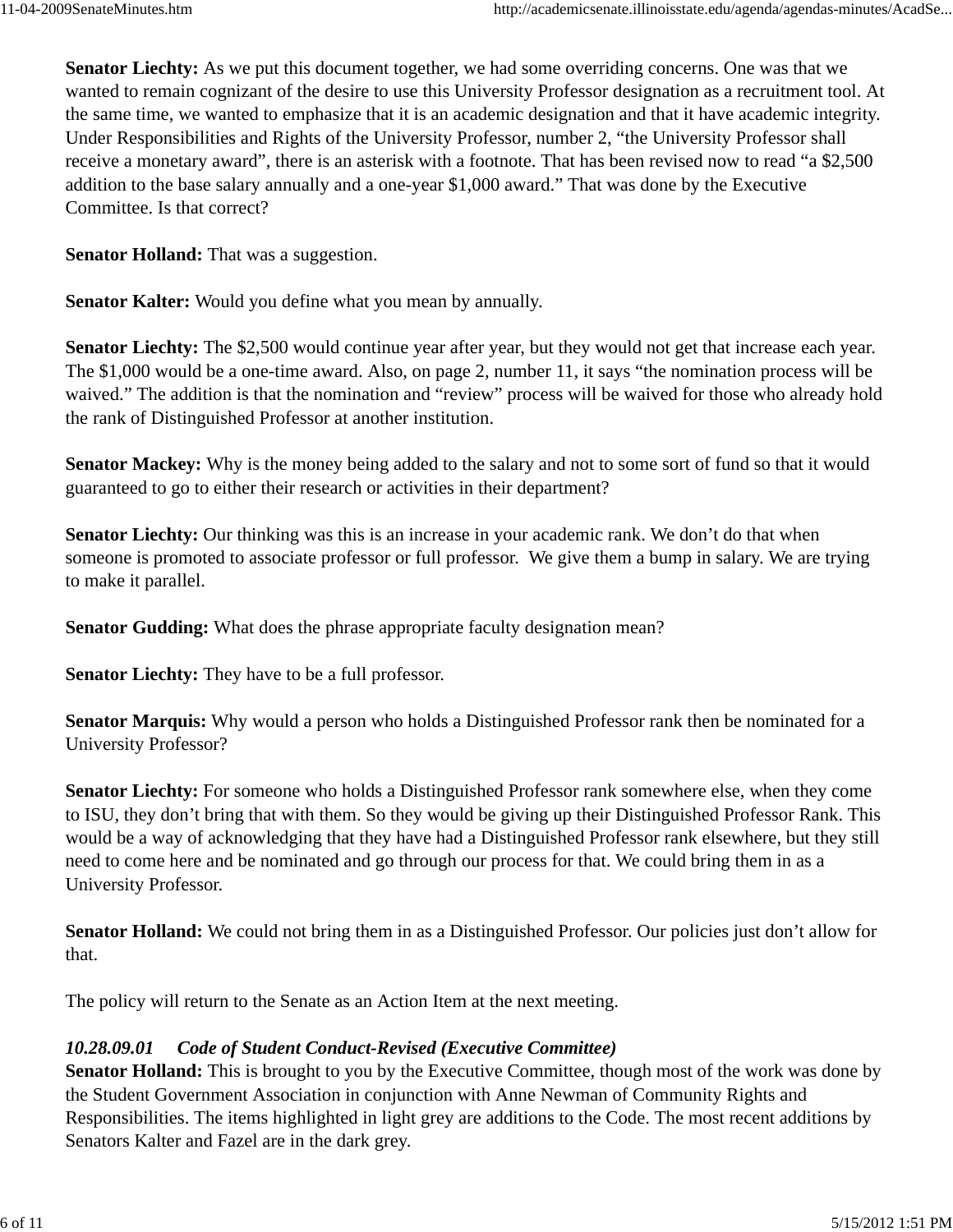**Senator Liechty:** As we put this document together, we had some overriding concerns. One was that we wanted to remain cognizant of the desire to use this University Professor designation as a recruitment tool. At the same time, we wanted to emphasize that it is an academic designation and that it have academic integrity. Under Responsibilities and Rights of the University Professor, number 2, "the University Professor shall receive a monetary award", there is an asterisk with a footnote. That has been revised now to read "a $2,500 addition to the base salary annually and a one-year $1,000 award." That was done by the Executive Committee. Is that correct?

**Senator Holland:** That was a suggestion.

**Senator Kalter:** Would you define what you mean by annually.

**Senator Liechty:** The $2,500 would continue year after year, but they would not get that increase each year. The $1,000 would be a one-time award. Also, on page 2, number 11, it says "the nomination process will be waived." The addition is that the nomination and "review" process will be waived for those who already hold the rank of Distinguished Professor at another institution.

**Senator Mackey:** Why is the money being added to the salary and not to some sort of fund so that it would guaranteed to go to either their research or activities in their department?

**Senator Liechty:** Our thinking was this is an increase in your academic rank. We don't do that when someone is promoted to associate professor or full professor. We give them a bump in salary. We are trying to make it parallel.

**Senator Gudding:** What does the phrase appropriate faculty designation mean?

**Senator Liechty:** They have to be a full professor.

**Senator Marquis:** Why would a person who holds a Distinguished Professor rank then be nominated for a University Professor?

**Senator Liechty:** For someone who holds a Distinguished Professor rank somewhere else, when they come to ISU, they don't bring that with them. So they would be giving up their Distinguished Professor Rank. This would be a way of acknowledging that they have had a Distinguished Professor rank elsewhere, but they still need to come here and be nominated and go through our process for that. We could bring them in as a University Professor.

**Senator Holland:** We could not bring them in as a Distinguished Professor. Our policies just don't allow for that.

The policy will return to the Senate as an Action Item at the next meeting.

***10.28.09.01 Code of Student Conduct-Revised (Executive Committee)***

**Senator Holland:** This is brought to you by the Executive Committee, though most of the work was done by the Student Government Association in conjunction with Anne Newman of Community Rights and Responsibilities. The items highlighted in light grey are additions to the Code. The most recent additions by Senators Kalter and Fazel are in the dark grey.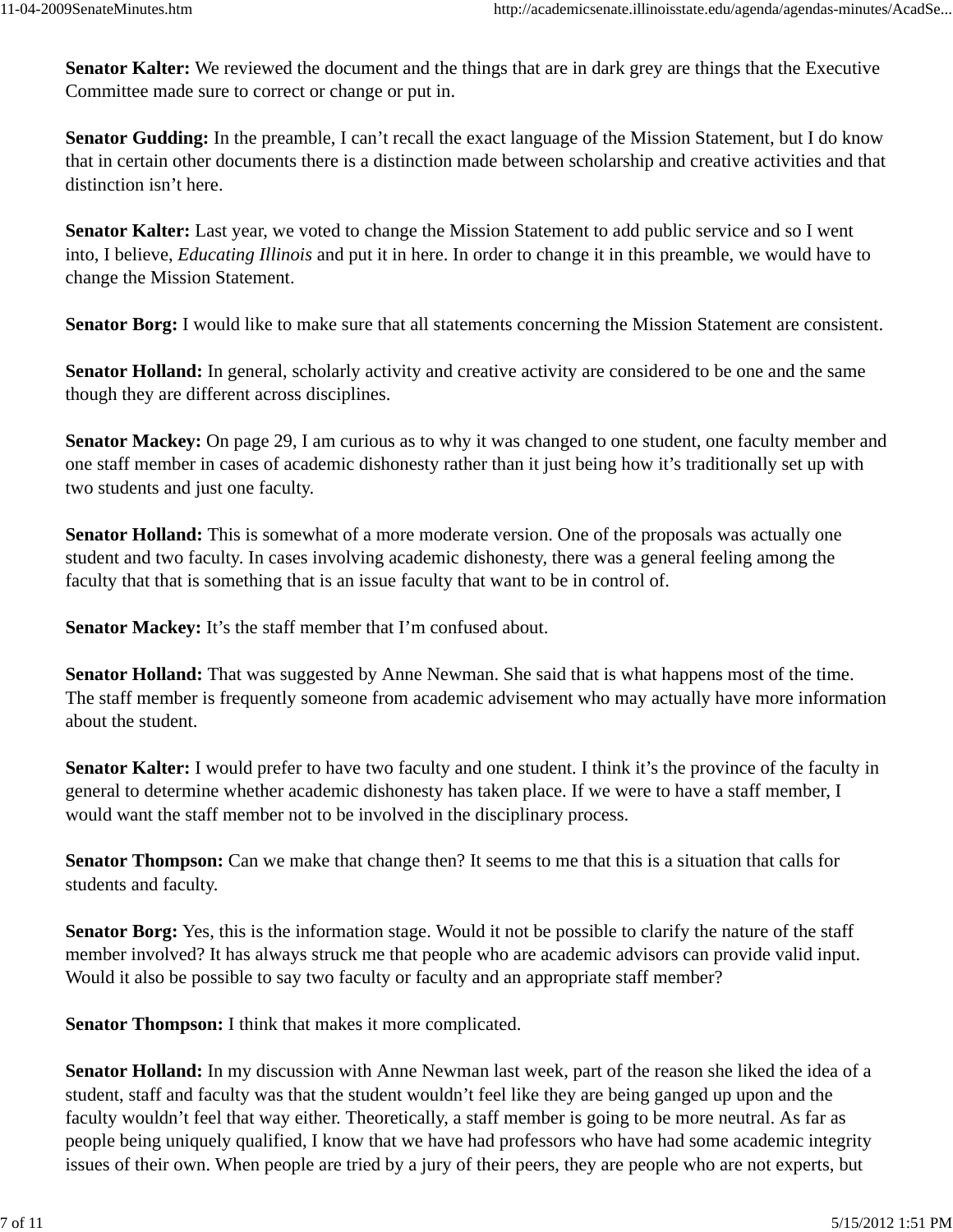**Senator Kalter:** We reviewed the document and the things that are in dark grey are things that the Executive Committee made sure to correct or change or put in.

**Senator Gudding:** In the preamble, I can't recall the exact language of the Mission Statement, but I do know that in certain other documents there is a distinction made between scholarship and creative activities and that distinction isn't here.

**Senator Kalter:** Last year, we voted to change the Mission Statement to add public service and so I went into, I believe, *Educating Illinois* and put it in here. In order to change it in this preamble, we would have to change the Mission Statement.

**Senator Borg:** I would like to make sure that all statements concerning the Mission Statement are consistent.

**Senator Holland:** In general, scholarly activity and creative activity are considered to be one and the same though they are different across disciplines.

**Senator Mackey:** On page 29, I am curious as to why it was changed to one student, one faculty member and one staff member in cases of academic dishonesty rather than it just being how it's traditionally set up with two students and just one faculty.

**Senator Holland:** This is somewhat of a more moderate version. One of the proposals was actually one student and two faculty. In cases involving academic dishonesty, there was a general feeling among the faculty that that is something that is an issue faculty that want to be in control of.

**Senator Mackey:** It's the staff member that I'm confused about.

**Senator Holland:** That was suggested by Anne Newman. She said that is what happens most of the time. The staff member is frequently someone from academic advisement who may actually have more information about the student.

**Senator Kalter:** I would prefer to have two faculty and one student. I think it's the province of the faculty in general to determine whether academic dishonesty has taken place. If we were to have a staff member, I would want the staff member not to be involved in the disciplinary process.

**Senator Thompson:** Can we make that change then? It seems to me that this is a situation that calls for students and faculty.

**Senator Borg:** Yes, this is the information stage. Would it not be possible to clarify the nature of the staff member involved? It has always struck me that people who are academic advisors can provide valid input. Would it also be possible to say two faculty or faculty and an appropriate staff member?

**Senator Thompson:** I think that makes it more complicated.

**Senator Holland:** In my discussion with Anne Newman last week, part of the reason she liked the idea of a student, staff and faculty was that the student wouldn't feel like they are being ganged up upon and the faculty wouldn't feel that way either. Theoretically, a staff member is going to be more neutral. As far as people being uniquely qualified, I know that we have had professors who have had some academic integrity issues of their own. When people are tried by a jury of their peers, they are people who are not experts, but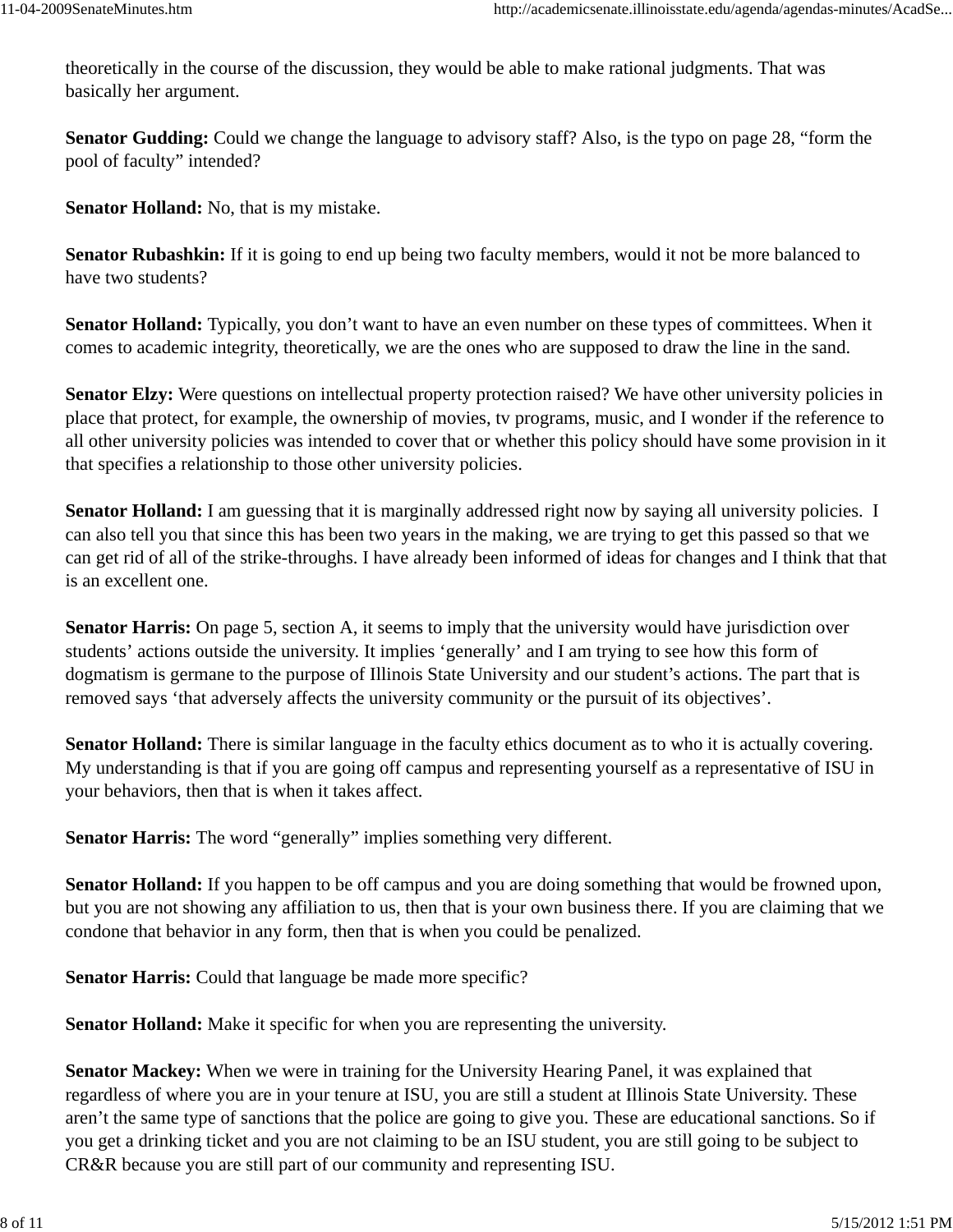theoretically in the course of the discussion, they would be able to make rational judgments. That was basically her argument.

**Senator Gudding:** Could we change the language to advisory staff? Also, is the typo on page 28, "form the pool of faculty" intended?

**Senator Holland:** No, that is my mistake.

**Senator Rubashkin:** If it is going to end up being two faculty members, would it not be more balanced to have two students?

**Senator Holland:** Typically, you don't want to have an even number on these types of committees. When it comes to academic integrity, theoretically, we are the ones who are supposed to draw the line in the sand.

**Senator Elzy:** Were questions on intellectual property protection raised? We have other university policies in place that protect, for example, the ownership of movies, tv programs, music, and I wonder if the reference to all other university policies was intended to cover that or whether this policy should have some provision in it that specifies a relationship to those other university policies.

**Senator Holland:** I am guessing that it is marginally addressed right now by saying all university policies. I can also tell you that since this has been two years in the making, we are trying to get this passed so that we can get rid of all of the strike-throughs. I have already been informed of ideas for changes and I think that that is an excellent one.

**Senator Harris:** On page 5, section A, it seems to imply that the university would have jurisdiction over students' actions outside the university. It implies 'generally' and I am trying to see how this form of dogmatism is germane to the purpose of Illinois State University and our student's actions. The part that is removed says 'that adversely affects the university community or the pursuit of its objectives'.

**Senator Holland:** There is similar language in the faculty ethics document as to who it is actually covering. My understanding is that if you are going off campus and representing yourself as a representative of ISU in your behaviors, then that is when it takes affect.

**Senator Harris:** The word "generally" implies something very different.

**Senator Holland:** If you happen to be off campus and you are doing something that would be frowned upon, but you are not showing any affiliation to us, then that is your own business there. If you are claiming that we condone that behavior in any form, then that is when you could be penalized.

**Senator Harris:** Could that language be made more specific?

**Senator Holland:** Make it specific for when you are representing the university.

**Senator Mackey:** When we were in training for the University Hearing Panel, it was explained that regardless of where you are in your tenure at ISU, you are still a student at Illinois State University. These aren't the same type of sanctions that the police are going to give you. These are educational sanctions. So if you get a drinking ticket and you are not claiming to be an ISU student, you are still going to be subject to CR&R because you are still part of our community and representing ISU.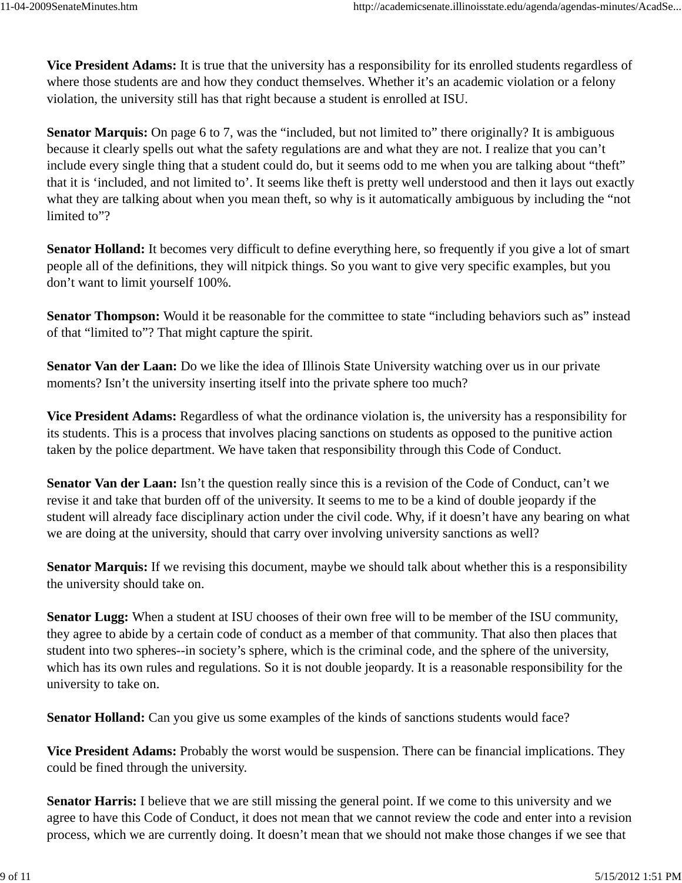**Vice President Adams:** It is true that the university has a responsibility for its enrolled students regardless of where those students are and how they conduct themselves. Whether it's an academic violation or a felony violation, the university still has that right because a student is enrolled at ISU.

**Senator Marquis:** On page 6 to 7, was the "included, but not limited to" there originally? It is ambiguous because it clearly spells out what the safety regulations are and what they are not. I realize that you can't include every single thing that a student could do, but it seems odd to me when you are talking about "theft" that it is 'included, and not limited to'. It seems like theft is pretty well understood and then it lays out exactly what they are talking about when you mean theft, so why is it automatically ambiguous by including the "not limited to"?

**Senator Holland:** It becomes very difficult to define everything here, so frequently if you give a lot of smart people all of the definitions, they will nitpick things. So you want to give very specific examples, but you don't want to limit yourself 100%.

**Senator Thompson:** Would it be reasonable for the committee to state "including behaviors such as" instead of that "limited to"? That might capture the spirit.

**Senator Van der Laan:** Do we like the idea of Illinois State University watching over us in our private moments? Isn't the university inserting itself into the private sphere too much?

**Vice President Adams:** Regardless of what the ordinance violation is, the university has a responsibility for its students. This is a process that involves placing sanctions on students as opposed to the punitive action taken by the police department. We have taken that responsibility through this Code of Conduct.

**Senator Van der Laan:** Isn't the question really since this is a revision of the Code of Conduct, can't we revise it and take that burden off of the university. It seems to me to be a kind of double jeopardy if the student will already face disciplinary action under the civil code. Why, if it doesn't have any bearing on what we are doing at the university, should that carry over involving university sanctions as well?

**Senator Marquis:** If we revising this document, maybe we should talk about whether this is a responsibility the university should take on.

**Senator Lugg:** When a student at ISU chooses of their own free will to be member of the ISU community, they agree to abide by a certain code of conduct as a member of that community. That also then places that student into two spheres--in society's sphere, which is the criminal code, and the sphere of the university, which has its own rules and regulations. So it is not double jeopardy. It is a reasonable responsibility for the university to take on.

**Senator Holland:** Can you give us some examples of the kinds of sanctions students would face?

**Vice President Adams:** Probably the worst would be suspension. There can be financial implications. They could be fined through the university.

**Senator Harris:** I believe that we are still missing the general point. If we come to this university and we agree to have this Code of Conduct, it does not mean that we cannot review the code and enter into a revision process, which we are currently doing. It doesn't mean that we should not make those changes if we see that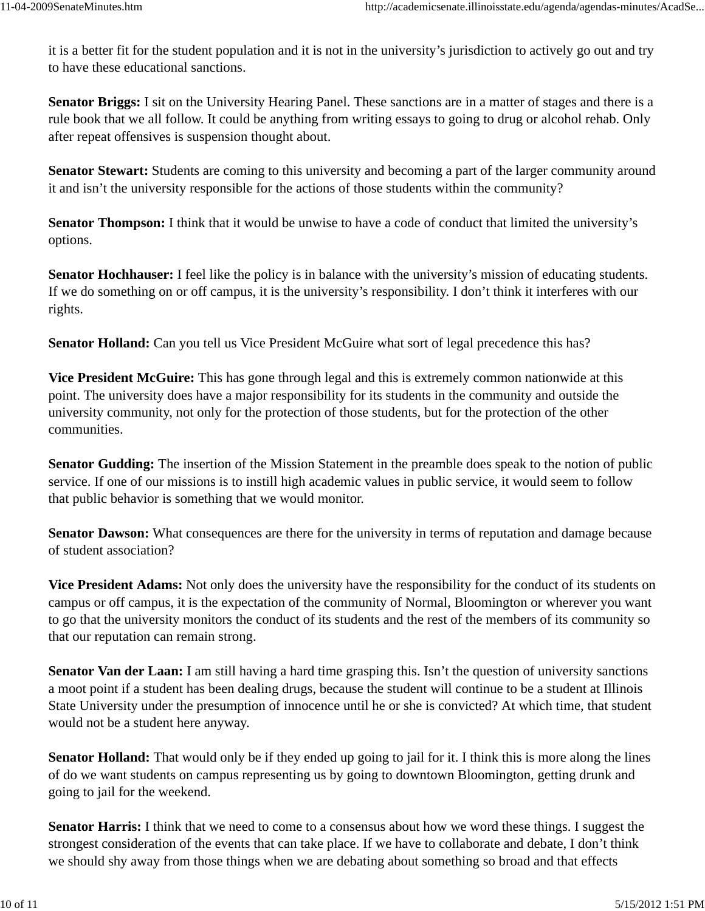it is a better fit for the student population and it is not in the university's jurisdiction to actively go out and try to have these educational sanctions.

**Senator Briggs:** I sit on the University Hearing Panel. These sanctions are in a matter of stages and there is a rule book that we all follow. It could be anything from writing essays to going to drug or alcohol rehab. Only after repeat offensives is suspension thought about.

**Senator Stewart:** Students are coming to this university and becoming a part of the larger community around it and isn't the university responsible for the actions of those students within the community?

**Senator Thompson:** I think that it would be unwise to have a code of conduct that limited the university's options.

**Senator Hochhauser:** I feel like the policy is in balance with the university's mission of educating students. If we do something on or off campus, it is the university's responsibility. I don't think it interferes with our rights.

**Senator Holland:** Can you tell us Vice President McGuire what sort of legal precedence this has?

**Vice President McGuire:** This has gone through legal and this is extremely common nationwide at this point. The university does have a major responsibility for its students in the community and outside the university community, not only for the protection of those students, but for the protection of the other communities.

**Senator Gudding:** The insertion of the Mission Statement in the preamble does speak to the notion of public service. If one of our missions is to instill high academic values in public service, it would seem to follow that public behavior is something that we would monitor.

**Senator Dawson:** What consequences are there for the university in terms of reputation and damage because of student association?

**Vice President Adams:** Not only does the university have the responsibility for the conduct of its students on campus or off campus, it is the expectation of the community of Normal, Bloomington or wherever you want to go that the university monitors the conduct of its students and the rest of the members of its community so that our reputation can remain strong.

**Senator Van der Laan:** I am still having a hard time grasping this. Isn't the question of university sanctions a moot point if a student has been dealing drugs, because the student will continue to be a student at Illinois State University under the presumption of innocence until he or she is convicted? At which time, that student would not be a student here anyway.

**Senator Holland:** That would only be if they ended up going to jail for it. I think this is more along the lines of do we want students on campus representing us by going to downtown Bloomington, getting drunk and going to jail for the weekend.

**Senator Harris:** I think that we need to come to a consensus about how we word these things. I suggest the strongest consideration of the events that can take place. If we have to collaborate and debate, I don't think we should shy away from those things when we are debating about something so broad and that effects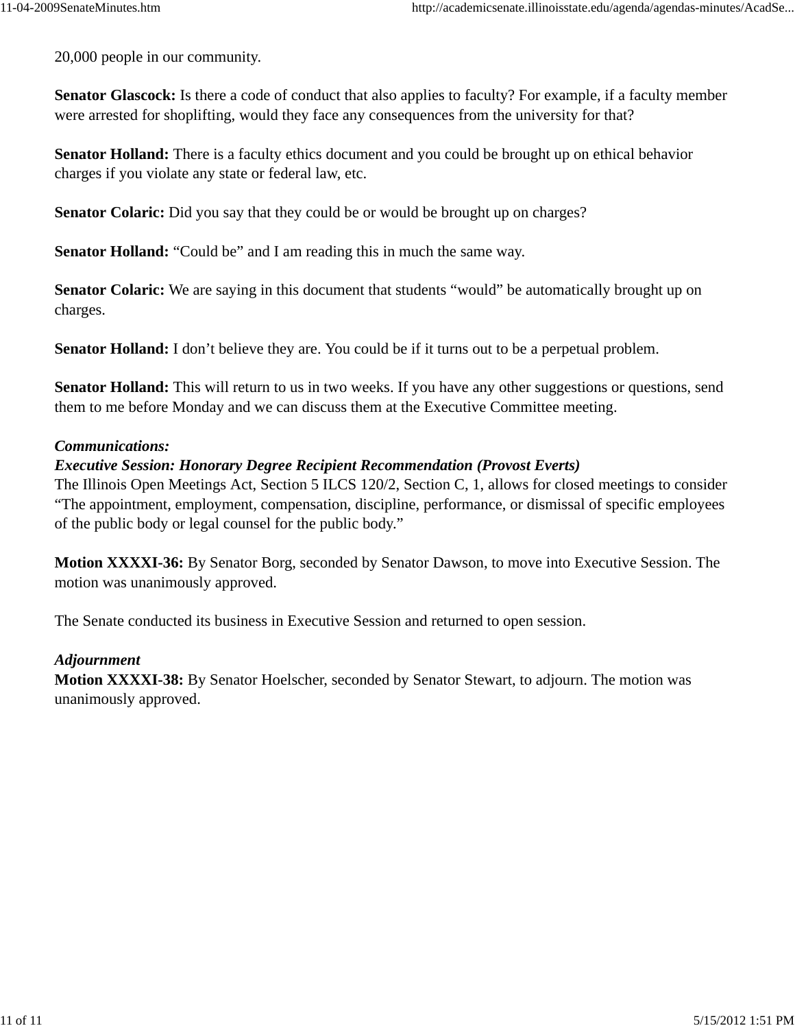20,000 people in our community.

**Senator Glascock:** Is there a code of conduct that also applies to faculty? For example, if a faculty member were arrested for shoplifting, would they face any consequences from the university for that?

**Senator Holland:** There is a faculty ethics document and you could be brought up on ethical behavior charges if you violate any state or federal law, etc.

**Senator Colaric:** Did you say that they could be or would be brought up on charges?

**Senator Holland:** "Could be" and I am reading this in much the same way.

**Senator Colaric:** We are saying in this document that students "would" be automatically brought up on charges.

**Senator Holland:** I don't believe they are. You could be if it turns out to be a perpetual problem.

**Senator Holland:** This will return to us in two weeks. If you have any other suggestions or questions, send them to me before Monday and we can discuss them at the Executive Committee meeting.

***Communications:***

***Executive Session: Honorary Degree Recipient Recommendation (Provost Everts)***

The Illinois Open Meetings Act, Section 5 ILCS 120/2, Section C, 1, allows for closed meetings to consider "The appointment, employment, compensation, discipline, performance, or dismissal of specific employees of the public body or legal counsel for the public body."

**Motion XXXXI-36:** By Senator Borg, seconded by Senator Dawson, to move into Executive Session. The motion was unanimously approved.

The Senate conducted its business in Executive Session and returned to open session.

***Adjournment***

**Motion XXXXI-38:** By Senator Hoelscher, seconded by Senator Stewart, to adjourn. The motion was unanimously approved.